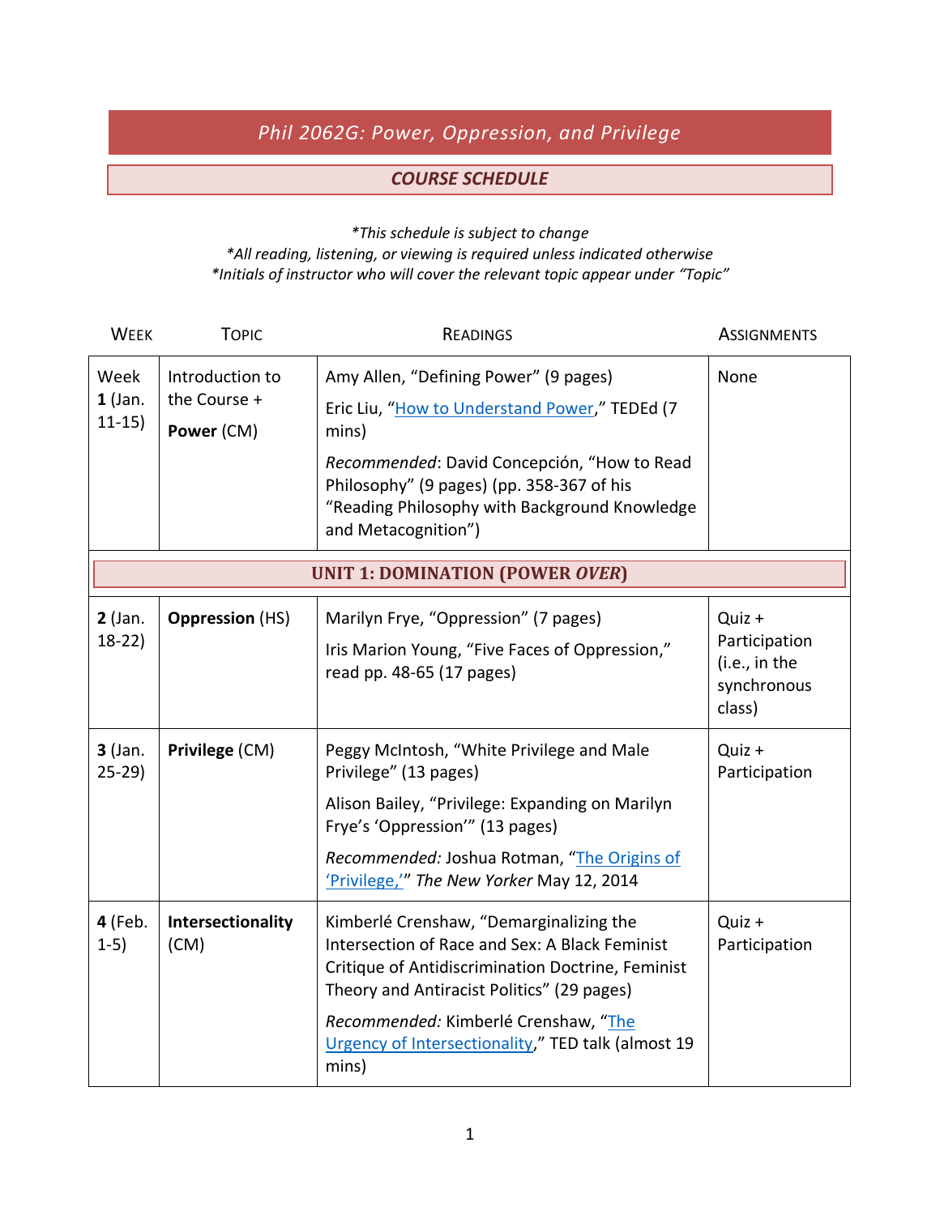# Phil 2062G: Power, Oppression, and Privilege

## COURSE SCHEDULE

*\*This schedule is subject to change*
*\*All reading, listening, or viewing is required unless indicated otherwise*
*\*Initials of instructor who will cover the relevant topic appear under "Topic"*

| WEEK | TOPIC | READINGS | ASSIGNMENTS |
|---|---|---|---|
| Week **1** (Jan. 11-15) | Introduction to the Course + **Power** (CM) | Amy Allen, "Defining Power" (9 pages)<br>Eric Liu, "How to Understand Power," TEDEd (7 mins)<br>*Recommended*: David Concepción, "How to Read Philosophy" (9 pages) (pp. 358-367 of his "Reading Philosophy with Background Knowledge and Metacognition") | None |
| **UNIT 1: DOMINATION (POWER *OVER*)** | | | |
| **2** (Jan. 18-22) | **Oppression** (HS) | Marilyn Frye, "Oppression" (7 pages)<br>Iris Marion Young, "Five Faces of Oppression," read pp. 48-65 (17 pages) | Quiz + Participation (i.e., in the synchronous class) |
| **3** (Jan. 25-29) | **Privilege** (CM) | Peggy McIntosh, "White Privilege and Male Privilege" (13 pages)<br>Alison Bailey, "Privilege: Expanding on Marilyn Frye's 'Oppression'" (13 pages)<br>*Recommended:* Joshua Rotman, "The Origins of 'Privilege,'" *The New Yorker* May 12, 2014 | Quiz + Participation |
| **4** (Feb. 1-5) | **Intersectionality** (CM) | Kimberlé Crenshaw, "Demarginalizing the Intersection of Race and Sex: A Black Feminist Critique of Antidiscrimination Doctrine, Feminist Theory and Antiracist Politics" (29 pages)<br>*Recommended:* Kimberlé Crenshaw, "The Urgency of Intersectionality," TED talk (almost 19 mins) | Quiz + Participation |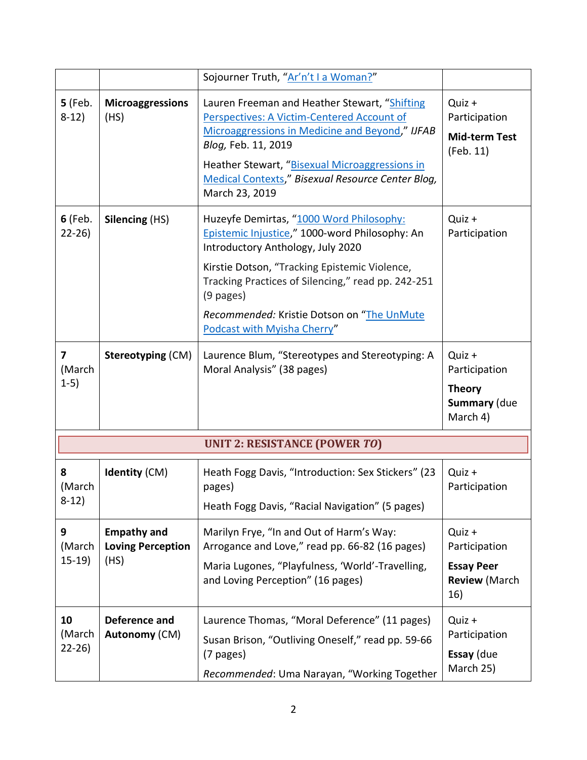| | | | |
|---|---|---|---|
| | | Sojourner Truth, "Ar'n't I a Woman?" | |
| **5** (Feb. 8-12) | **Microaggressions** (HS) | Lauren Freeman and Heather Stewart, "Shifting Perspectives: A Victim-Centered Account of Microaggressions in Medicine and Beyond," *IJFAB Blog,* Feb. 11, 2019<br><br>Heather Stewart, "Bisexual Microaggressions in Medical Contexts," *Bisexual Resource Center Blog,* March 23, 2019 | Quiz + Participation<br><br>**Mid-term Test** (Feb. 11) |
| **6** (Feb. 22-26) | **Silencing** (HS) | Huzeyfe Demirtas, "1000 Word Philosophy: Epistemic Injustice," 1000-word Philosophy: An Introductory Anthology, July 2020<br><br>Kirstie Dotson, "Tracking Epistemic Violence, Tracking Practices of Silencing," read pp. 242-251 (9 pages)<br><br>*Recommended:* Kristie Dotson on "The UnMute Podcast with Myisha Cherry" | Quiz + Participation |
| **7** (March 1-5) | **Stereotyping** (CM) | Laurence Blum, "Stereotypes and Stereotyping: A Moral Analysis" (38 pages) | Quiz + Participation<br><br>**Theory Summary** (due March 4) |
| | | **UNIT 2: RESISTANCE (POWER *TO*)** | |
| **8** (March 8-12) | **Identity** (CM) | Heath Fogg Davis, "Introduction: Sex Stickers" (23 pages)<br><br>Heath Fogg Davis, "Racial Navigation" (5 pages) | Quiz + Participation |
| **9** (March 15-19) | **Empathy and Loving Perception** (HS) | Marilyn Frye, "In and Out of Harm's Way: Arrogance and Love," read pp. 66-82 (16 pages)<br><br>Maria Lugones, "Playfulness, 'World'-Travelling, and Loving Perception" (16 pages) | Quiz + Participation<br><br>**Essay Peer Review** (March 16) |
| **10** (March 22-26) | **Deference and Autonomy** (CM) | Laurence Thomas, "Moral Deference" (11 pages)<br><br>Susan Brison, "Outliving Oneself," read pp. 59-66 (7 pages)<br><br>*Recommended*: Uma Narayan, "Working Together | Quiz + Participation<br><br>**Essay** (due March 25) |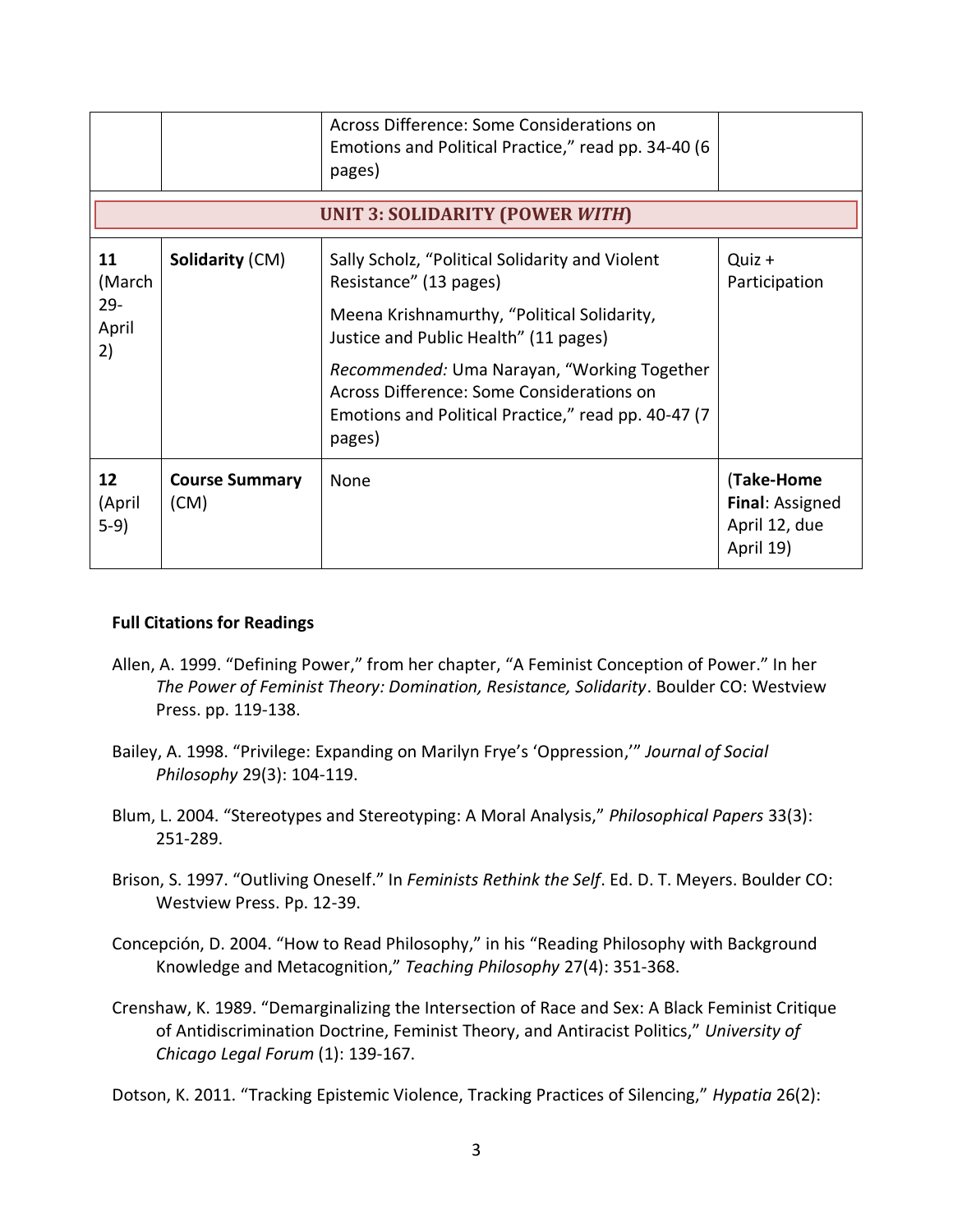| | | Across Difference: Some Considerations on Emotions and Political Practice," read pp. 34-40 (6 pages) | |
|---|---|---|---|
| **UNIT 3: SOLIDARITY (POWER *WITH*)** | | | |
| **11** (March 29-April 2) | **Solidarity** (CM) | Sally Scholz, "Political Solidarity and Violent Resistance" (13 pages)<br><br>Meena Krishnamurthy, "Political Solidarity, Justice and Public Health" (11 pages)<br><br>*Recommended:* Uma Narayan, "Working Together Across Difference: Some Considerations on Emotions and Political Practice," read pp. 40-47 (7 pages) | Quiz + Participation |
| **12** (April 5-9) | **Course Summary** (CM) | None | (**Take-Home Final**: Assigned April 12, due April 19) |

**Full Citations for Readings**

Allen, A. 1999. "Defining Power," from her chapter, "A Feminist Conception of Power." In her *The Power of Feminist Theory: Domination, Resistance, Solidarity*. Boulder CO: Westview Press. pp. 119-138.

Bailey, A. 1998. "Privilege: Expanding on Marilyn Frye's 'Oppression,'" *Journal of Social Philosophy* 29(3): 104-119.

Blum, L. 2004. "Stereotypes and Stereotyping: A Moral Analysis," *Philosophical Papers* 33(3): 251-289.

Brison, S. 1997. "Outliving Oneself." In *Feminists Rethink the Self*. Ed. D. T. Meyers. Boulder CO: Westview Press. Pp. 12-39.

Concepción, D. 2004. "How to Read Philosophy," in his "Reading Philosophy with Background Knowledge and Metacognition," *Teaching Philosophy* 27(4): 351-368.

Crenshaw, K. 1989. "Demarginalizing the Intersection of Race and Sex: A Black Feminist Critique of Antidiscrimination Doctrine, Feminist Theory, and Antiracist Politics," *University of Chicago Legal Forum* (1): 139-167.

Dotson, K. 2011. "Tracking Epistemic Violence, Tracking Practices of Silencing," *Hypatia* 26(2):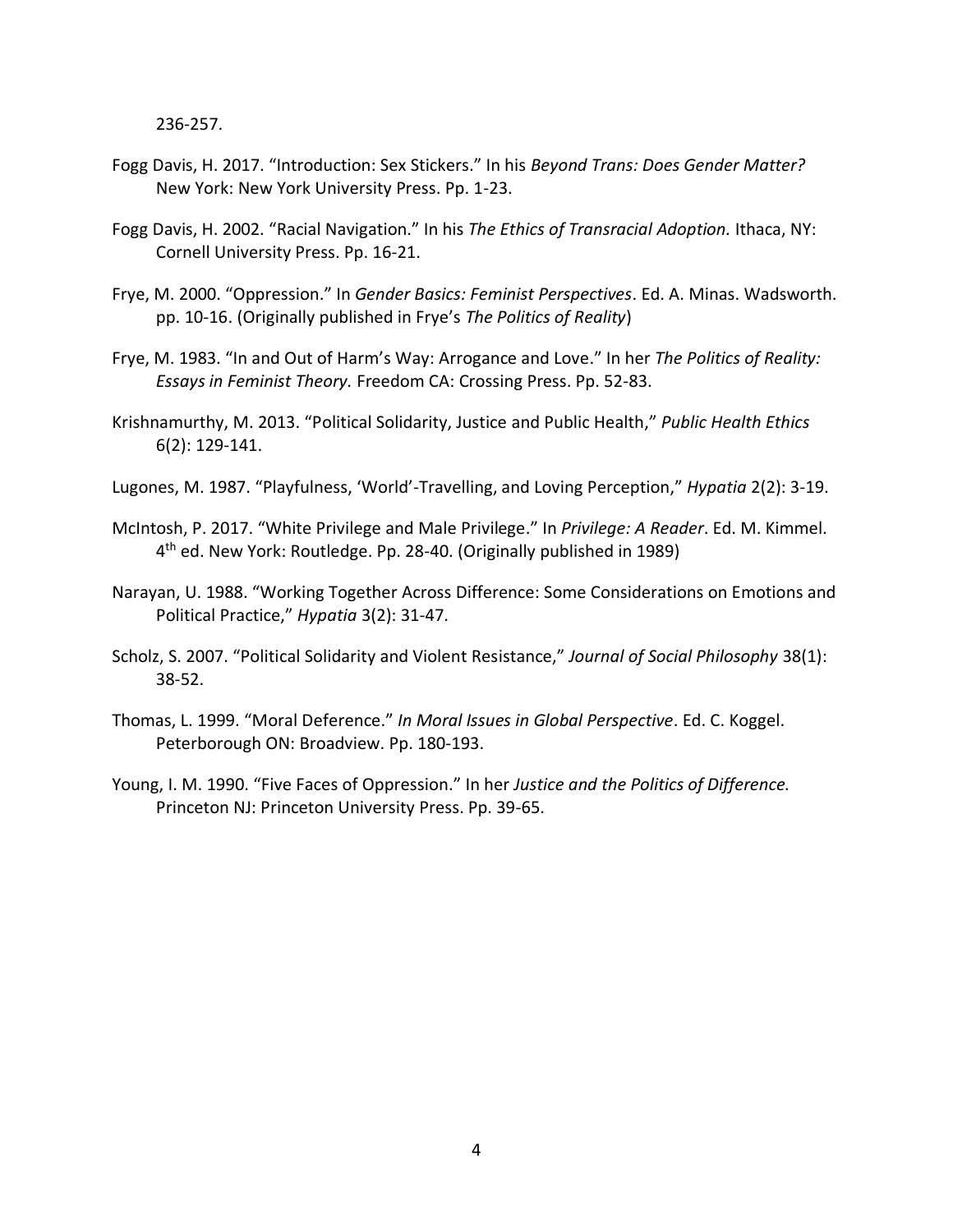236-257.

Fogg Davis, H. 2017. “Introduction: Sex Stickers.” In his *Beyond Trans: Does Gender Matter?* New York: New York University Press. Pp. 1-23.

Fogg Davis, H. 2002. “Racial Navigation.” In his *The Ethics of Transracial Adoption.* Ithaca, NY: Cornell University Press. Pp. 16-21.

Frye, M. 2000. “Oppression.” In *Gender Basics: Feminist Perspectives*. Ed. A. Minas. Wadsworth. pp. 10-16. (Originally published in Frye’s *The Politics of Reality*)

Frye, M. 1983. “In and Out of Harm’s Way: Arrogance and Love.” In her *The Politics of Reality: Essays in Feminist Theory.* Freedom CA: Crossing Press. Pp. 52-83.

Krishnamurthy, M. 2013. “Political Solidarity, Justice and Public Health,” *Public Health Ethics* 6(2): 129-141.

Lugones, M. 1987. “Playfulness, ‘World’-Travelling, and Loving Perception,” *Hypatia* 2(2): 3-19.

McIntosh, P. 2017. “White Privilege and Male Privilege.” In *Privilege: A Reader*. Ed. M. Kimmel. 4th ed. New York: Routledge. Pp. 28-40. (Originally published in 1989)

Narayan, U. 1988. “Working Together Across Difference: Some Considerations on Emotions and Political Practice,” *Hypatia* 3(2): 31-47.

Scholz, S. 2007. “Political Solidarity and Violent Resistance,” *Journal of Social Philosophy* 38(1): 38-52.

Thomas, L. 1999. “Moral Deference.” *In Moral Issues in Global Perspective*. Ed. C. Koggel. Peterborough ON: Broadview. Pp. 180-193.

Young, I. M. 1990. “Five Faces of Oppression.” In her *Justice and the Politics of Difference.* Princeton NJ: Princeton University Press. Pp. 39-65.